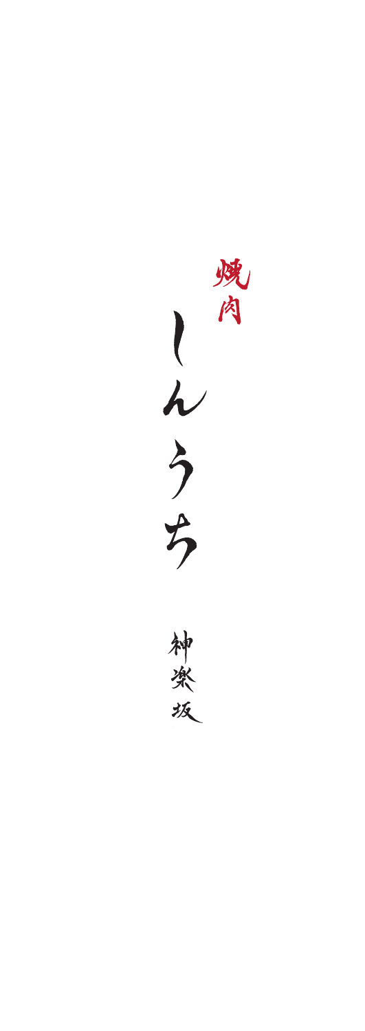焼肉

# しんうち

神楽坂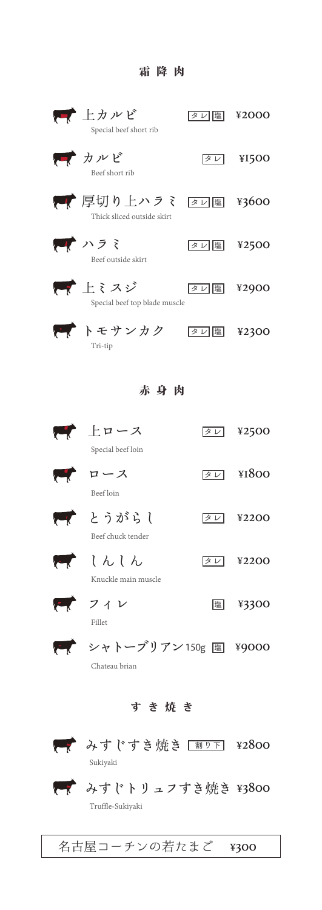## 霜降肉

| メニュー | | 価格 |
|---|---|---|
| 上カルビ<br>Special beef short rib | タレ 塩 | ¥2000 |
| カルビ<br>Beef short rib | タレ | ¥1500 |
| 厚切り上ハラミ<br>Thick sliced outside skirt | タレ 塩 | ¥3600 |
| ハラミ<br>Beef outside skirt | タレ 塩 | ¥2500 |
| 上ミスジ<br>Special beef top blade muscle | タレ 塩 | ¥2900 |
| トモサンカク<br>Tri-tip | タレ 塩 | ¥2300 |

## 赤身肉

| メニュー | | 価格 |
|---|---|---|
| 上ロース<br>Special beef loin | タレ | ¥2500 |
| ロース<br>Beef loin | タレ | ¥1800 |
| とうがらし<br>Beef chuck tender | タレ | ¥2200 |
| しんしん<br>Knuckle main muscle | タレ | ¥2200 |
| フィレ<br>Fillet | 塩 | ¥3300 |
| シャトーブリアン150g<br>Chateau brian | 塩 | ¥9000 |

## すき焼き

| メニュー | | 価格 |
|---|---|---|
| みすじすき焼き<br>Sukiyaki | 割り下 | ¥2800 |
| みすじトリュフすき焼き<br>Truffle-Sukiyaki | | ¥3800 |

名古屋コーチンの若たまご　¥300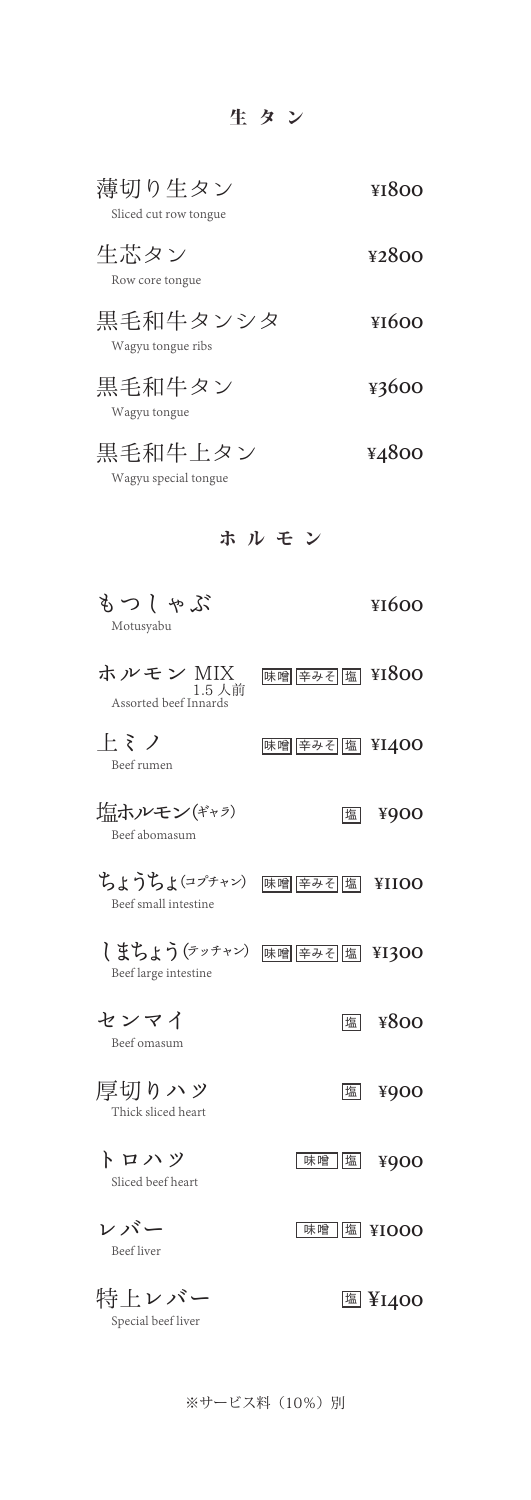## 生タン

| 品名 | 価格 |
| --- | --- |
| 薄切り生タン<br>Sliced cut row tongue | ¥1800 |
| 生芯タン<br>Row core tongue | ¥2800 |
| 黒毛和牛タンシタ<br>Wagyu tongue ribs | ¥1600 |
| 黒毛和牛タン<br>Wagyu tongue | ¥3600 |
| 黒毛和牛上タン<br>Wagyu special tongue | ¥4800 |

## ホルモン

| 品名 | 味付け | 価格 |
| --- | --- | --- |
| もつしゃぶ<br>Motusyabu | | ¥1600 |
| ホルモン MIX 1.5人前<br>Assorted beef Innards | 味噌 辛みそ 塩 | ¥1800 |
| 上ミノ<br>Beef rumen | 味噌 辛みそ 塩 | ¥1400 |
| 塩ホルモン(ギャラ)<br>Beef abomasum | 塩 | ¥900 |
| ちょうちょ(コプチャン)<br>Beef small intestine | 味噌 辛みそ 塩 | ¥1100 |
| しまちょう(テッチャン)<br>Beef large intestine | 味噌 辛みそ 塩 | ¥1300 |
| センマイ<br>Beef omasum | 塩 | ¥800 |
| 厚切りハツ<br>Thick sliced heart | 塩 | ¥900 |
| トロハツ<br>Sliced beef heart | 味噌 塩 | ¥900 |
| レバー<br>Beef liver | 味噌 塩 | ¥1000 |
| 特上レバー<br>Special beef liver | 塩 | ¥1400 |

※サービス料（10%）別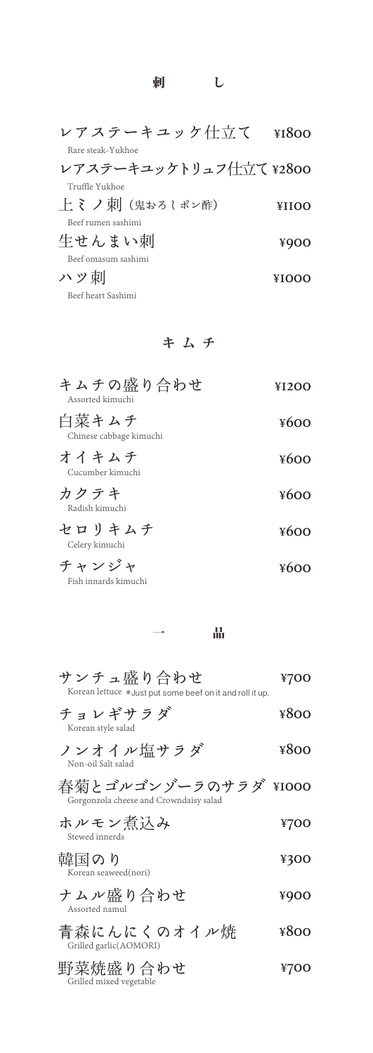## 刺　し

| | |
|---|---|
| レアステーキユッケ仕立て<br>Rare steak-Yukhoe | ¥1800 |
| レアステーキユッケトリュフ仕立て<br>Truffle Yukhoe | ¥2800 |
| 上ミノ刺（鬼おろしポン酢）<br>Beef rumen sashimi | ¥1100 |
| 生せんまい刺<br>Beef omasum sashimi | ¥900 |
| ハツ刺<br>Beef heart Sashimi | ¥1000 |

## キムチ

| | |
|---|---|
| キムチの盛り合わせ<br>Assorted kimuchi | ¥1200 |
| 白菜キムチ<br>Chinese cabbage kimuchi | ¥600 |
| オイキムチ<br>Cucumber kimuchi | ¥600 |
| カクテキ<br>Radish kimuchi | ¥600 |
| セロリキムチ<br>Celery kimuchi | ¥600 |
| チャンジャ<br>Fish innards kimuchi | ¥600 |

## 一　品

| | |
|---|---|
| サンチュ盛り合わせ<br>Korean lettuce ※Just put some beef on it and roll it up. | ¥700 |
| チョレギサラダ<br>Korean style salad | ¥800 |
| ノンオイル塩サラダ<br>Non-oil Salt salad | ¥800 |
| 春菊とゴルゴンゾーラのサラダ<br>Gorgonzola cheese and Crowndaisy salad | ¥1000 |
| ホルモン煮込み<br>Stewed innerds | ¥700 |
| 韓国のり<br>Korean seaweed(nori) | ¥300 |
| ナムル盛り合わせ<br>Assorted namul | ¥900 |
| 青森にんにくのオイル焼<br>Grilled garlic(AOMORI) | ¥800 |
| 野菜焼盛り合わせ<br>Grilled mixed vegetable | ¥700 |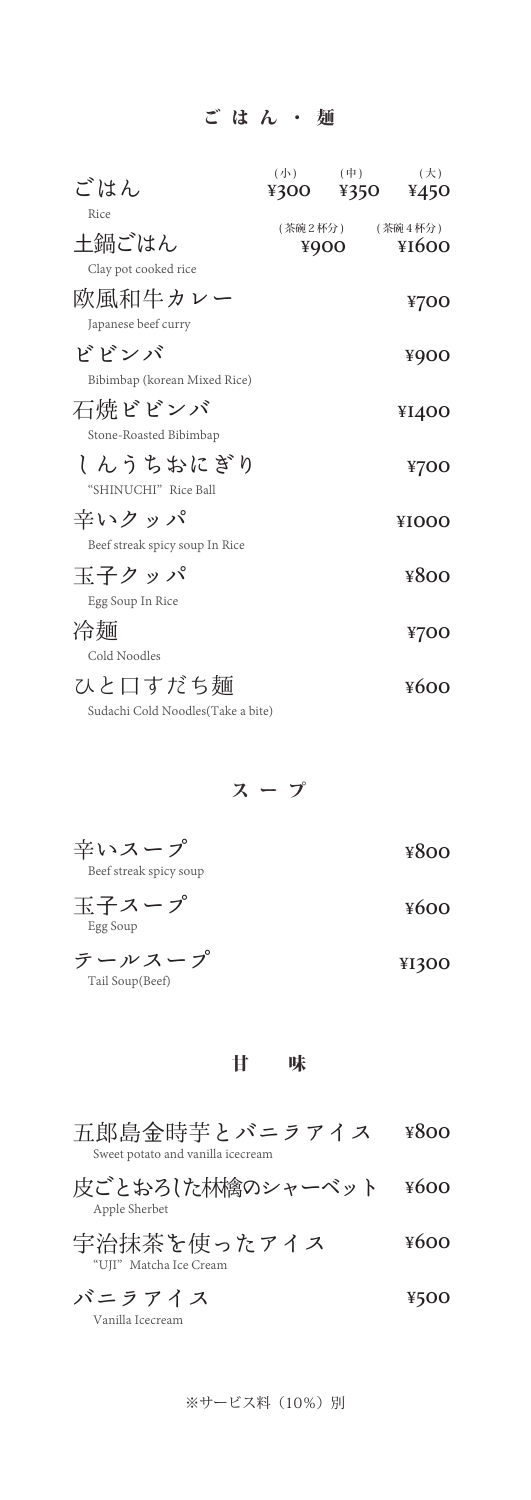## ごはん・麺

| | (小) | (中) | (大) |
| --- | --- | --- | --- |
| ごはん<br>Rice | ¥300 | ¥350 | ¥450 |

| | (茶碗２杯分) | (茶碗４杯分) |
| --- | --- | --- |
| 土鍋ごはん<br>Clay pot cooked rice | ¥900 | ¥1600 |

| | |
| --- | --- |
| 欧風和牛カレー<br>Japanese beef curry | ¥700 |
| ビビンバ<br>Bibimbap (korean Mixed Rice) | ¥900 |
| 石焼ビビンバ<br>Stone-Roasted Bibimbap | ¥1400 |
| しんうちおにぎり<br>"SHINUCHI" Rice Ball | ¥700 |
| 辛いクッパ<br>Beef streak spicy soup In Rice | ¥1000 |
| 玉子クッパ<br>Egg Soup In Rice | ¥800 |
| 冷麺<br>Cold Noodles | ¥700 |
| ひと口すだち麺<br>Sudachi Cold Noodles(Take a bite) | ¥600 |

## スープ

| | |
| --- | --- |
| 辛いスープ<br>Beef streak spicy soup | ¥800 |
| 玉子スープ<br>Egg Soup | ¥600 |
| テールスープ<br>Tail Soup(Beef) | ¥1300 |

## 甘味

| | |
| --- | --- |
| 五郎島金時芋とバニラアイス<br>Sweet potato and vanilla icecream | ¥800 |
| 皮ごとおろした林檎のシャーベット<br>Apple Sherbet | ¥600 |
| 宇治抹茶を使ったアイス<br>"UJI" Matcha Ice Cream | ¥600 |
| バニラアイス<br>Vanilla Icecream | ¥500 |

※サービス料（10%）別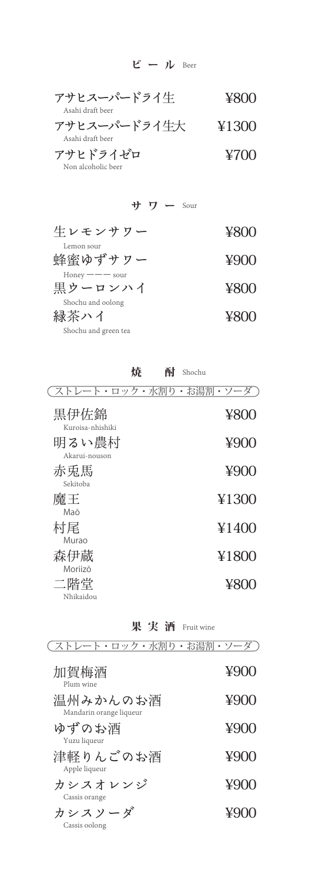## ビール Beer

| | |
|---|---|
| アサヒスーパードライ生<br>Asahi draft beer | ¥800 |
| アサヒスーパードライ生大<br>Asahi draft beer | ¥1300 |
| アサヒドライゼロ<br>Non alcoholic beer | ¥700 |

## サワー Sour

| | |
|---|---|
| 生レモンサワー<br>Lemon sour | ¥800 |
| 蜂蜜ゆずサワー<br>Honey ——— sour | ¥900 |
| 黒ウーロンハイ<br>Shochu and oolong | ¥800 |
| 緑茶ハイ<br>Shochu and green tea | ¥800 |

## 焼酎 Shochu

（ストレート・ロック・水割り・お湯割・ソーダ）

| | |
|---|---|
| 黒伊佐錦<br>Kuroisa-nhishiki | ¥800 |
| 明るい農村<br>Akarui-nouson | ¥900 |
| 赤兎馬<br>Sekitoba | ¥900 |
| 魔王<br>Maō | ¥1300 |
| 村尾<br>Murao | ¥1400 |
| 森伊蔵<br>Moriizō | ¥1800 |
| 二階堂<br>Nhikaidou | ¥800 |

## 果実酒 Fruit wine

（ストレート・ロック・水割り・お湯割・ソーダ）

| | |
|---|---|
| 加賀梅酒<br>Plum wine | ¥900 |
| 温州みかんのお酒<br>Mandarin orange liqueur | ¥900 |
| ゆずのお酒<br>Yuzu liqueur | ¥900 |
| 津軽りんごのお酒<br>Apple liqueur | ¥900 |
| カシスオレンジ<br>Cassis orange | ¥900 |
| カシスソーダ<br>Cassis oolong | ¥900 |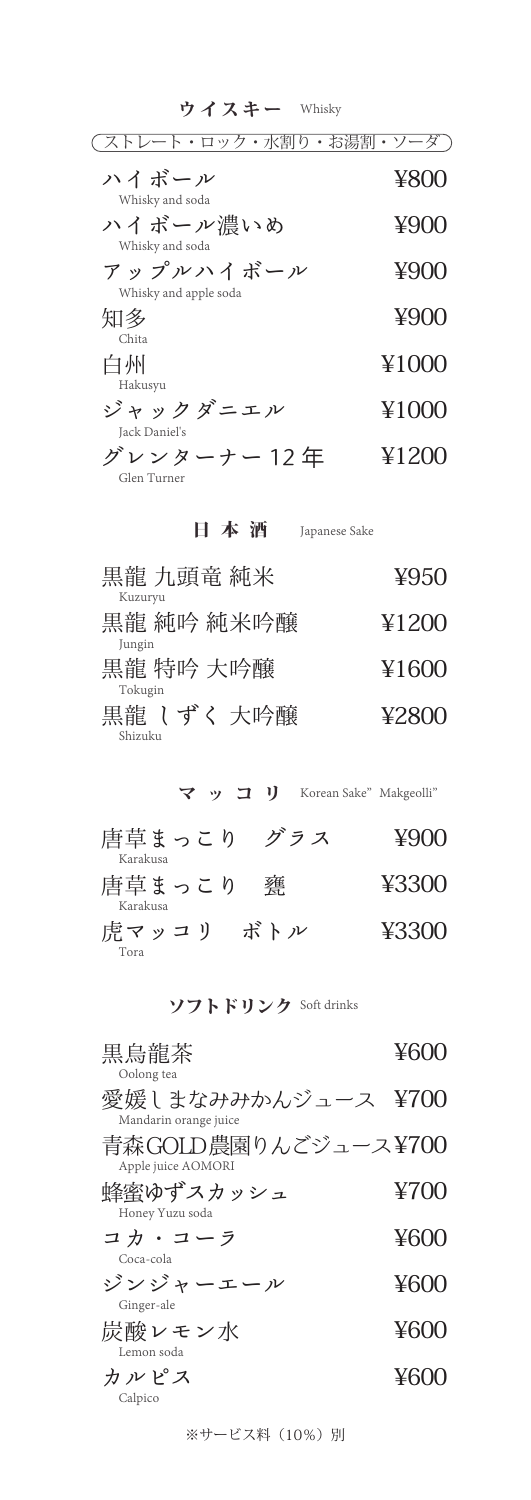## ウイスキー Whisky

（ストレート・ロック・水割り・お湯割・ソーダ）

| | |
|---|---|
| ハイボール<br>Whisky and soda | ¥800 |
| ハイボール濃いめ<br>Whisky and soda | ¥900 |
| アップルハイボール<br>Whisky and apple soda | ¥900 |
| 知多<br>Chita | ¥900 |
| 白州<br>Hakusyu | ¥1000 |
| ジャックダニエル<br>Jack Daniel's | ¥1000 |
| グレンターナー 12 年<br>Glen Turner | ¥1200 |

## 日本酒 Japanese Sake

| | |
|---|---|
| 黒龍 九頭竜 純米<br>Kuzuryu | ¥950 |
| 黒龍 純吟 純米吟醸<br>Jungin | ¥1200 |
| 黒龍 特吟 大吟醸<br>Tokugin | ¥1600 |
| 黒龍 しずく 大吟醸<br>Shizuku | ¥2800 |

## マッコリ Korean Sake" Makgeolli"

| | |
|---|---|
| 唐草まっこり　グラス<br>Karakusa | ¥900 |
| 唐草まっこり　甕<br>Karakusa | ¥3300 |
| 虎マッコリ　ボトル<br>Tora | ¥3300 |

## ソフトドリンク Soft drinks

| | |
|---|---|
| 黒烏龍茶<br>Oolong tea | ¥600 |
| 愛媛しまなみみかんジュース<br>Mandarin orange juice | ¥700 |
| 青森GOLD農園りんごジュース<br>Apple juice AOMORI | ¥700 |
| 蜂蜜ゆずスカッシュ<br>Honey Yuzu soda | ¥700 |
| コカ・コーラ<br>Coca-cola | ¥600 |
| ジンジャーエール<br>Ginger-ale | ¥600 |
| 炭酸レモン水<br>Lemon soda | ¥600 |
| カルピス<br>Calpico | ¥600 |

※サービス料（10%）別